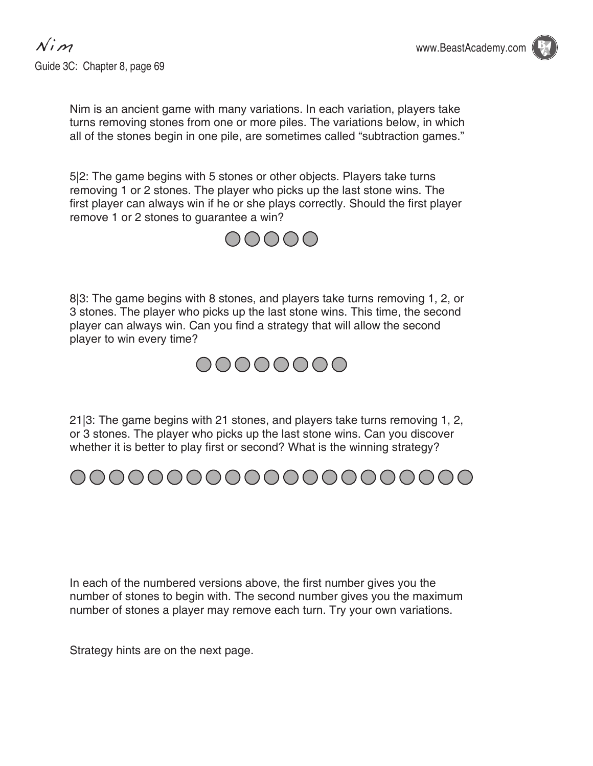# Nim

Guide 3C: Chapter 8, page 69

Nim is an ancient game with many variations. In each variation, players take turns removing stones from one or more piles. The variations below, in which all of the stones begin in one pile, are sometimes called "subtraction games."

5|2: The game begins with 5 stones or other objects. Players take turns removing 1 or 2 stones. The player who picks up the last stone wins. The first player can always win if he or she plays correctly. Should the first player remove 1 or 2 stones to guarantee a win?

8|3: The game begins with 8 stones, and players take turns removing 1, 2, or 3 stones. The player who picks up the last stone wins. This time, the second player can always win. Can you find a strategy that will allow the second player to win every time?

21|3: The game begins with 21 stones, and players take turns removing 1, 2, or 3 stones. The player who picks up the last stone wins. Can you discover whether it is better to play first or second? What is the winning strategy?

In each of the numbered versions above, the first number gives you the number of stones to begin with. The second number gives you the maximum number of stones a player may remove each turn. Try your own variations.

Strategy hints are on the next page.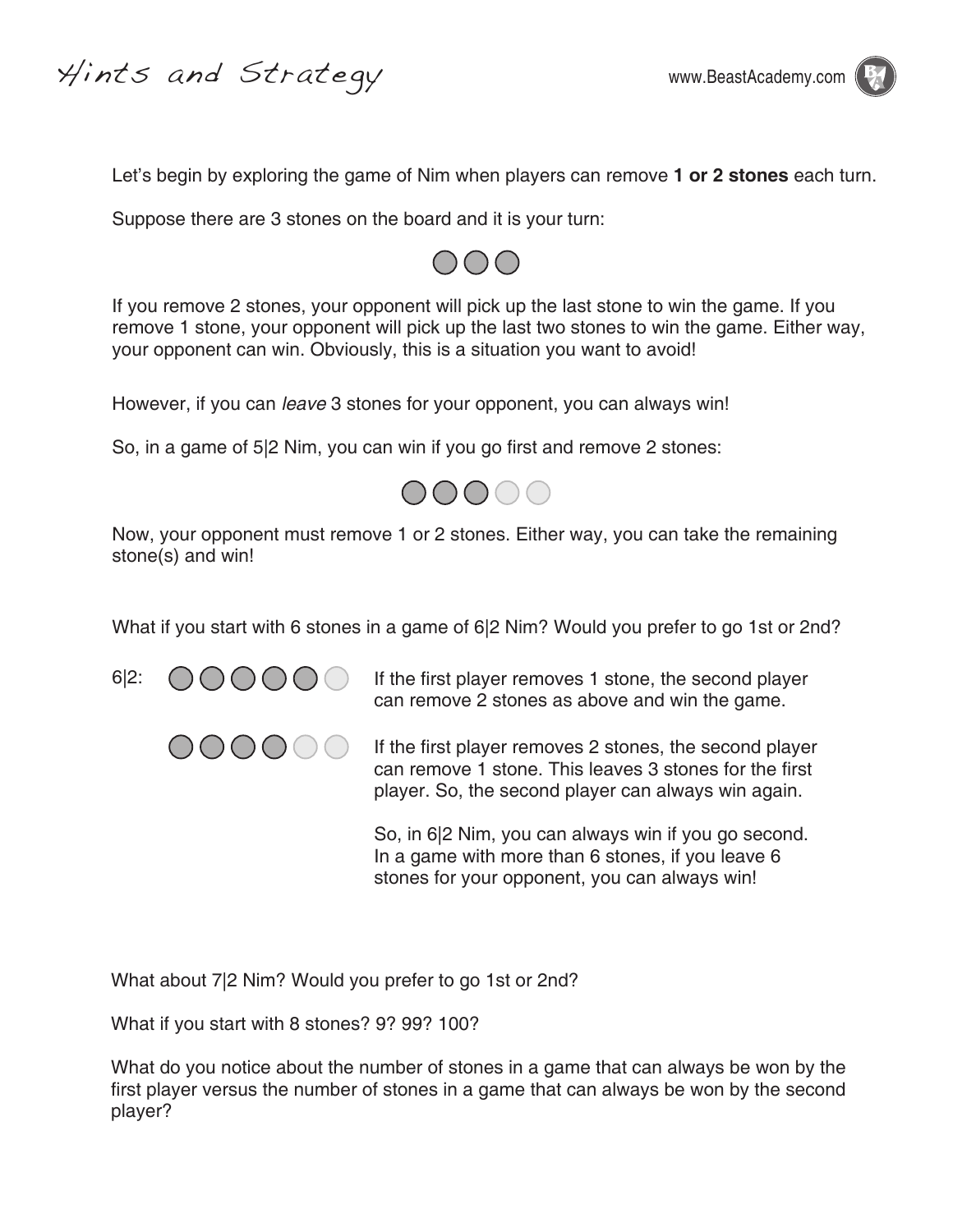# Hints and Strategy

Let's begin by exploring the game of Nim when players can remove **1 or 2 stones** each turn.

Suppose there are 3 stones on the board and it is your turn:

If you remove 2 stones, your opponent will pick up the last stone to win the game. If you remove 1 stone, your opponent will pick up the last two stones to win the game. Either way, your opponent can win. Obviously, this is a situation you want to avoid!

However, if you can *leave* 3 stones for your opponent, you can always win!

So, in a game of 5|2 Nim, you can win if you go first and remove 2 stones:

Now, your opponent must remove 1 or 2 stones. Either way, you can take the remaining stone(s) and win!

What if you start with 6 stones in a game of 6|2 Nim? Would you prefer to go 1st or 2nd?

6|2:

If the first player removes 1 stone, the second player can remove 2 stones as above and win the game.

If the first player removes 2 stones, the second player can remove 1 stone. This leaves 3 stones for the first player. So, the second player can always win again.

So, in 6|2 Nim, you can always win if you go second. In a game with more than 6 stones, if you leave 6 stones for your opponent, you can always win!

What about 7|2 Nim? Would you prefer to go 1st or 2nd?

What if you start with 8 stones? 9? 99? 100?

What do you notice about the number of stones in a game that can always be won by the first player versus the number of stones in a game that can always be won by the second player?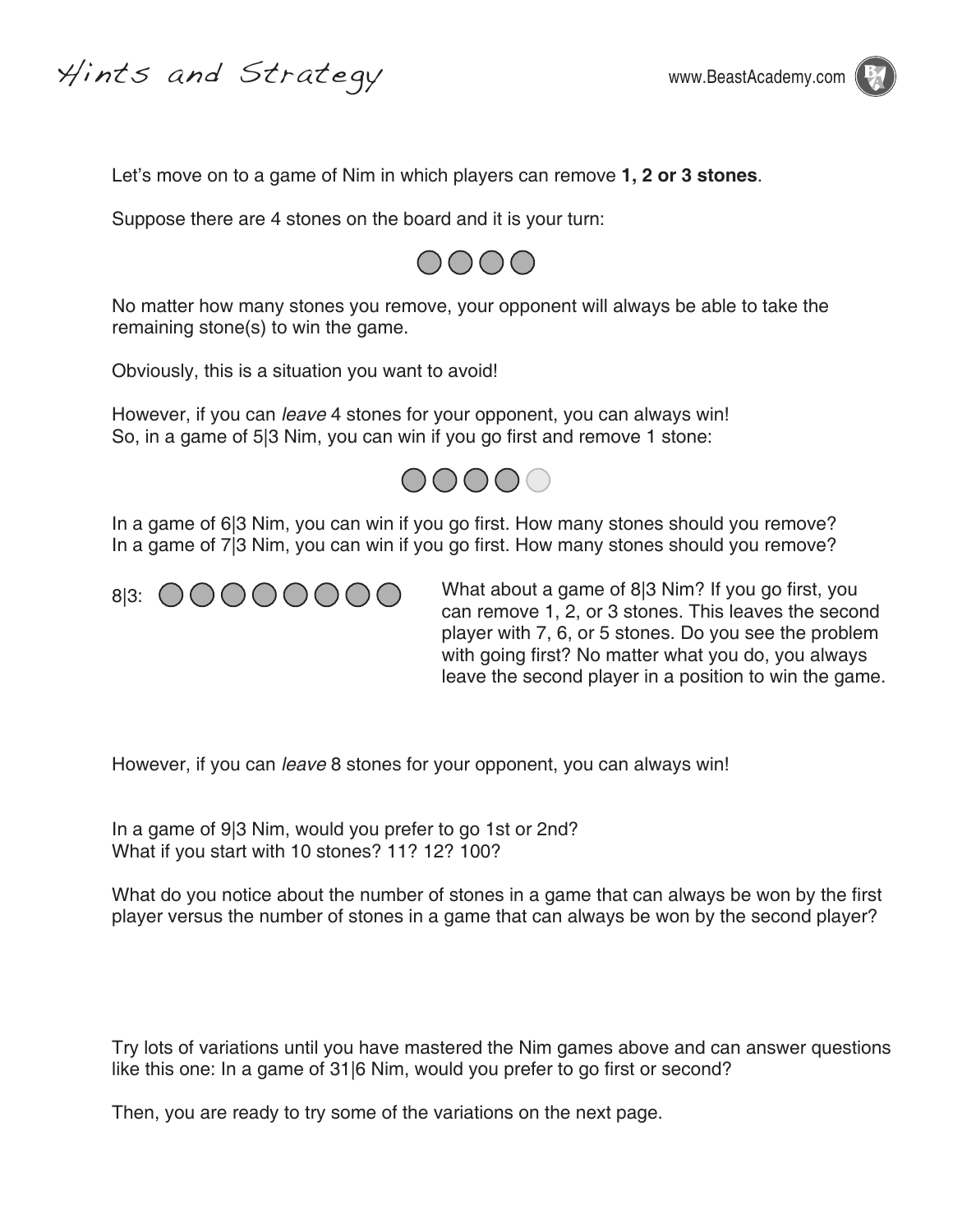# Hints and Strategy

Let's move on to a game of Nim in which players can remove **1, 2 or 3 stones**.

Suppose there are 4 stones on the board and it is your turn:

No matter how many stones you remove, your opponent will always be able to take the remaining stone(s) to win the game.

Obviously, this is a situation you want to avoid!

However, if you can *leave* 4 stones for your opponent, you can always win!
So, in a game of 5|3 Nim, you can win if you go first and remove 1 stone:

In a game of 6|3 Nim, you can win if you go first. How many stones should you remove?
In a game of 7|3 Nim, you can win if you go first. How many stones should you remove?

8|3:

What about a game of 8|3 Nim? If you go first, you can remove 1, 2, or 3 stones. This leaves the second player with 7, 6, or 5 stones. Do you see the problem with going first? No matter what you do, you always leave the second player in a position to win the game.

However, if you can *leave* 8 stones for your opponent, you can always win!

In a game of 9|3 Nim, would you prefer to go 1st or 2nd?
What if you start with 10 stones? 11? 12? 100?

What do you notice about the number of stones in a game that can always be won by the first player versus the number of stones in a game that can always be won by the second player?

Try lots of variations until you have mastered the Nim games above and can answer questions like this one: In a game of 31|6 Nim, would you prefer to go first or second?

Then, you are ready to try some of the variations on the next page.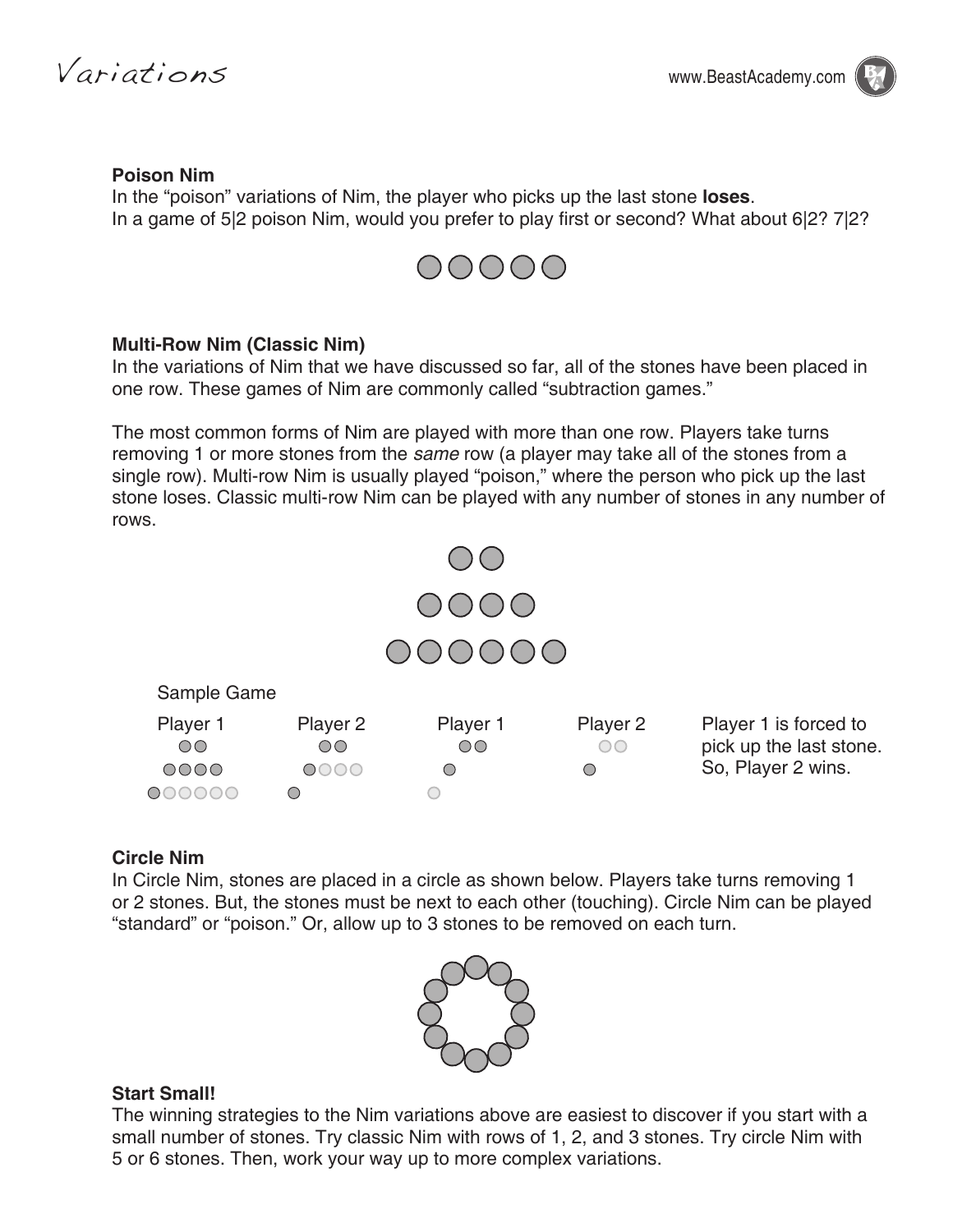### Poison Nim

In the “poison” variations of Nim, the player who picks up the last stone **loses**.
In a game of 5|2 poison Nim, would you prefer to play first or second? What about 6|2? 7|2?

### Multi-Row Nim (Classic Nim)

In the variations of Nim that we have discussed so far, all of the stones have been placed in one row. These games of Nim are commonly called “subtraction games.”

The most common forms of Nim are played with more than one row. Players take turns removing 1 or more stones from the *same* row (a player may take all of the stones from a single row). Multi-row Nim is usually played “poison,” where the person who pick up the last stone loses. Classic multi-row Nim can be played with any number of stones in any number of rows.

Sample Game

Player 1

Player 2

Player 1

Player 2

Player 1 is forced to pick up the last stone. So, Player 2 wins.

### Circle Nim

In Circle Nim, stones are placed in a circle as shown below. Players take turns removing 1 or 2 stones. But, the stones must be next to each other (touching). Circle Nim can be played “standard” or “poison.” Or, allow up to 3 stones to be removed on each turn.

### Start Small!

The winning strategies to the Nim variations above are easiest to discover if you start with a small number of stones. Try classic Nim with rows of 1, 2, and 3 stones. Try circle Nim with 5 or 6 stones. Then, work your way up to more complex variations.